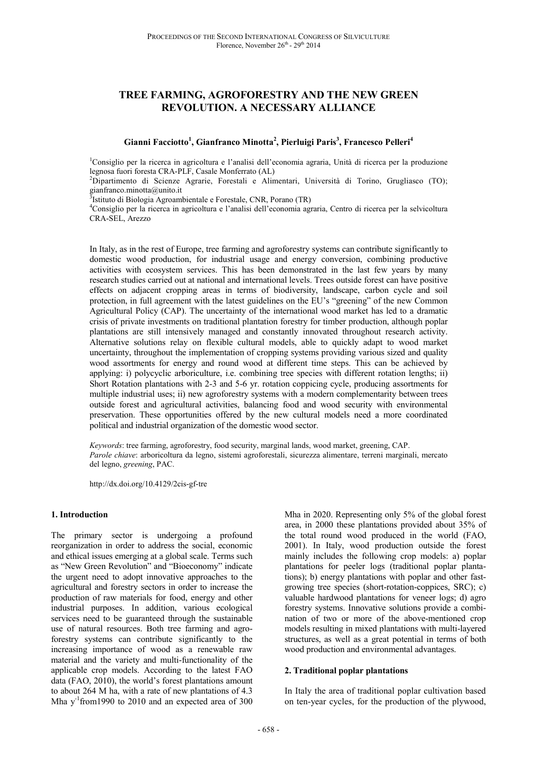# TREE FARMING, AGROFORESTRY AND THE NEW GREEN REVOLUTION. A NECESSARY ALLIANCE

**Gianni Facciotto[1], Gianfranco Minotta[2], Pierluigi Paris[3], Francesco Pelleri[4]**

[1]Consiglio per la ricerca in agricoltura e l'analisi dell'economia agraria, Unità di ricerca per la produzione legnosa fuori foresta CRA-PLF, Casale Monferrato (AL)

[2]Dipartimento di Scienze Agrarie, Forestali e Alimentari, Università di Torino, Grugliasco (TO); gianfranco.minotta@unito.it

[3]Istituto di Biologia Agroambientale e Forestale, CNR, Porano (TR)

[4]Consiglio per la ricerca in agricoltura e l'analisi dell'economia agraria, Centro di ricerca per la selvicoltura CRA-SEL, Arezzo

In Italy, as in the rest of Europe, tree farming and agroforestry systems can contribute significantly to domestic wood production, for industrial usage and energy conversion, combining productive activities with ecosystem services. This has been demonstrated in the last few years by many research studies carried out at national and international levels. Trees outside forest can have positive effects on adjacent cropping areas in terms of biodiversity, landscape, carbon cycle and soil protection, in full agreement with the latest guidelines on the EU's "greening" of the new Common Agricultural Policy (CAP). The uncertainty of the international wood market has led to a dramatic crisis of private investments on traditional plantation forestry for timber production, although poplar plantations are still intensively managed and constantly innovated throughout research activity. Alternative solutions relay on flexible cultural models, able to quickly adapt to wood market uncertainty, throughout the implementation of cropping systems providing various sized and quality wood assortments for energy and round wood at different time steps. This can be achieved by applying: i) polycyclic arboriculture, i.e. combining tree species with different rotation lengths; ii) Short Rotation plantations with 2-3 and 5-6 yr. rotation coppicing cycle, producing assortments for multiple industrial uses; ii) new agroforestry systems with a modern complementarity between trees outside forest and agricultural activities, balancing food and wood security with environmental preservation. These opportunities offered by the new cultural models need a more coordinated political and industrial organization of the domestic wood sector.

*Keywords*: tree farming, agroforestry, food security, marginal lands, wood market, greening, CAP.
*Parole chiave*: arboricoltura da legno, sistemi agroforestali, sicurezza alimentare, terreni marginali, mercato del legno, *greening*, PAC.

http://dx.doi.org/10.4129/2cis-gf-tre

## 1. Introduction

The primary sector is undergoing a profound reorganization in order to address the social, economic and ethical issues emerging at a global scale. Terms such as "New Green Revolution" and "Bioeconomy" indicate the urgent need to adopt innovative approaches to the agricultural and forestry sectors in order to increase the production of raw materials for food, energy and other industrial purposes. In addition, various ecological services need to be guaranteed through the sustainable use of natural resources. Both tree farming and agroforestry systems can contribute significantly to the increasing importance of wood as a renewable raw material and the variety and multi-functionality of the applicable crop models. According to the latest FAO data (FAO, 2010), the world's forest plantations amount to about 264 M ha, with a rate of new plantations of 4.3 Mha $y^{-1}$from1990 to 2010 and an expected area of 300 Mha in 2020. Representing only 5% of the global forest area, in 2000 these plantations provided about 35% of the total round wood produced in the world (FAO, 2001). In Italy, wood production outside the forest mainly includes the following crop models: a) poplar plantations for peeler logs (traditional poplar plantations); b) energy plantations with poplar and other fast-growing tree species (short-rotation-coppices, SRC); c) valuable hardwood plantations for veneer logs; d) agro forestry systems. Innovative solutions provide a combination of two or more of the above-mentioned crop models resulting in mixed plantations with multi-layered structures, as well as a great potential in terms of both wood production and environmental advantages.

## 2. Traditional poplar plantations

In Italy the area of traditional poplar cultivation based on ten-year cycles, for the production of the plywood,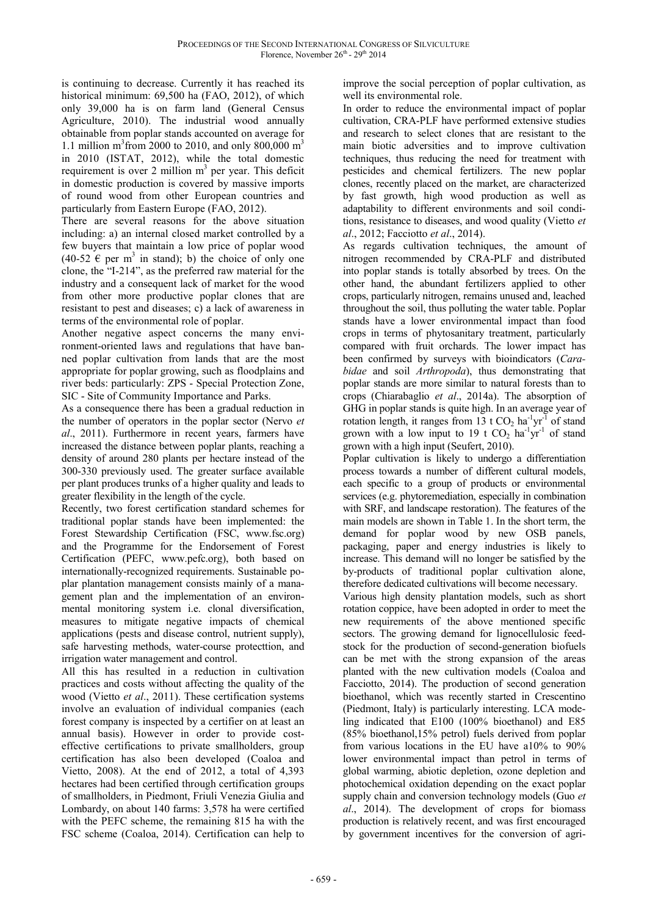is continuing to decrease. Currently it has reached its historical minimum: 69,500 ha (FAO, 2012), of which only 39,000 ha is on farm land (General Census Agriculture, 2010). The industrial wood annually obtainable from poplar stands accounted on average for 1.1 million $m^3$ from 2000 to 2010, and only 800,000 $m^3$ in 2010 (ISTAT, 2012), while the total domestic requirement is over 2 million $m^3$ per year. This deficit in domestic production is covered by massive imports of round wood from other European countries and particularly from Eastern Europe (FAO, 2012).

There are several reasons for the above situation including: a) an internal closed market controlled by a few buyers that maintain a low price of poplar wood (40-52 € per $m^3$ in stand); b) the choice of only one clone, the "I-214", as the preferred raw material for the industry and a consequent lack of market for the wood from other more productive poplar clones that are resistant to pest and diseases; c) a lack of awareness in terms of the environmental role of poplar.

Another negative aspect concerns the many environment-oriented laws and regulations that have banned poplar cultivation from lands that are the most appropriate for poplar growing, such as floodplains and river beds: particularly: ZPS - Special Protection Zone, SIC - Site of Community Importance and Parks.

As a consequence there has been a gradual reduction in the number of operators in the poplar sector (Nervo *et al*., 2011). Furthermore in recent years, farmers have increased the distance between poplar plants, reaching a density of around 280 plants per hectare instead of the 300-330 previously used. The greater surface available per plant produces trunks of a higher quality and leads to greater flexibility in the length of the cycle.

Recently, two forest certification standard schemes for traditional poplar stands have been implemented: the Forest Stewardship Certification (FSC, www.fsc.org) and the Programme for the Endorsement of Forest Certification (PEFC, www.pefc.org), both based on internationally-recognized requirements. Sustainable poplar plantation management consists mainly of a management plan and the implementation of an environmental monitoring system i.e. clonal diversification, measures to mitigate negative impacts of chemical applications (pests and disease control, nutrient supply), safe harvesting methods, water-course protecttion, and irrigation water management and control.

All this has resulted in a reduction in cultivation practices and costs without affecting the quality of the wood (Vietto *et al*., 2011). These certification systems involve an evaluation of individual companies (each forest company is inspected by a certifier on at least an annual basis). However in order to provide cost-effective certifications to private smallholders, group certification has also been developed (Coaloa and Vietto, 2008). At the end of 2012, a total of 4,393 hectares had been certified through certification groups of smallholders, in Piedmont, Friuli Venezia Giulia and Lombardy, on about 140 farms: 3,578 ha were certified with the PEFC scheme, the remaining 815 ha with the FSC scheme (Coaloa, 2014). Certification can help to improve the social perception of poplar cultivation, as well its environmental role.

In order to reduce the environmental impact of poplar cultivation, CRA-PLF have performed extensive studies and research to select clones that are resistant to the main biotic adversities and to improve cultivation techniques, thus reducing the need for treatment with pesticides and chemical fertilizers. The new poplar clones, recently placed on the market, are characterized by fast growth, high wood production as well as adaptability to different environments and soil conditions, resistance to diseases, and wood quality (Vietto *et al*., 2012; Facciotto *et al*., 2014).

As regards cultivation techniques, the amount of nitrogen recommended by CRA-PLF and distributed into poplar stands is totally absorbed by trees. On the other hand, the abundant fertilizers applied to other crops, particularly nitrogen, remains unused and, leached throughout the soil, thus polluting the water table. Poplar stands have a lower environmental impact than food crops in terms of phytosanitary treatment, particularly compared with fruit orchards. The lower impact has been confirmed by surveys with bioindicators (*Carabidae* and soil *Arthropoda*), thus demonstrating that poplar stands are more similar to natural forests than to crops (Chiarabaglio *et al*., 2014a). The absorption of GHG in poplar stands is quite high. In an average year of rotation length, it ranges from 13 t $CO_2$ $ha^{-1}yr^{-1}$ of stand grown with a low input to 19 t $CO_2$ $ha^{-1}yr^{-1}$ of stand grown with a high input (Seufert, 2010).

Poplar cultivation is likely to undergo a differentiation process towards a number of different cultural models, each specific to a group of products or environmental services (e.g. phytoremediation, especially in combination with SRF, and landscape restoration). The features of the main models are shown in Table 1. In the short term, the demand for poplar wood by new OSB panels, packaging, paper and energy industries is likely to increase. This demand will no longer be satisfied by the by-products of traditional poplar cultivation alone, therefore dedicated cultivations will become necessary.

Various high density plantation models, such as short rotation coppice, have been adopted in order to meet the new requirements of the above mentioned specific sectors. The growing demand for lignocellulosic feedstock for the production of second-generation biofuels can be met with the strong expansion of the areas planted with the new cultivation models (Coaloa and Facciotto, 2014). The production of second generation bioethanol, which was recently started in Crescentino (Piedmont, Italy) is particularly interesting. LCA modeling indicated that E100 (100% bioethanol) and E85 (85% bioethanol,15% petrol) fuels derived from poplar from various locations in the EU have a10% to 90% lower environmental impact than petrol in terms of global warming, abiotic depletion, ozone depletion and photochemical oxidation depending on the exact poplar supply chain and conversion technology models (Guo *et al*., 2014). The development of crops for biomass production is relatively recent, and was first encouraged by government incentives for the conversion of agri-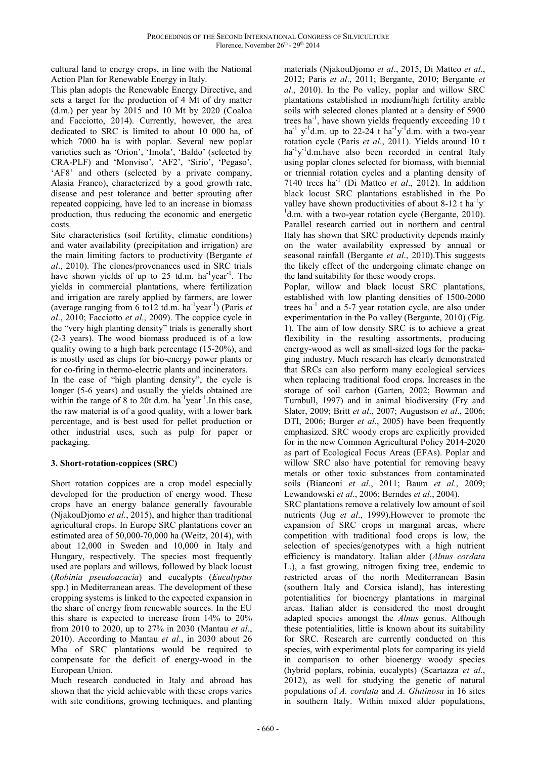cultural land to energy crops, in line with the National Action Plan for Renewable Energy in Italy.

This plan adopts the Renewable Energy Directive, and sets a target for the production of 4 Mt of dry matter (d.m.) per year by 2015 and 10 Mt by 2020 (Coaloa and Facciotto, 2014). Currently, however, the area dedicated to SRC is limited to about 10 000 ha, of which 7000 ha is with poplar. Several new poplar varieties such as 'Orion', 'Imola', 'Baldo' (selected by CRA-PLF) and 'Monviso', 'AF2', 'Sirio', 'Pegaso', 'AF8' and others (selected by a private company, Alasia Franco), characterized by a good growth rate, disease and pest tolerance and better sprouting after repeated coppicing, have led to an increase in biomass production, thus reducing the economic and energetic costs.

Site characteristics (soil fertility, climatic conditions) and water availability (precipitation and irrigation) are the main limiting factors to productivity (Bergante *et al*., 2010). The clones/provenances used in SRC trials have shown yields of up to 25 td.m. $ha^{-1}year^{-1}$. The yields in commercial plantations, where fertilization and irrigation are rarely applied by farmers, are lower (average ranging from 6 to12 td.m. $ha^{-1}year^{-1}$) (Paris *et al*., 2010; Facciotto *et al*., 2009). The coppice cycle in the "very high planting density" trials is generally short (2-3 years). The wood biomass produced is of a low quality owing to a high bark percentage (15-20%), and is mostly used as chips for bio-energy power plants or for co-firing in thermo-electric plants and incinerators.

In the case of "high planting density", the cycle is longer (5-6 years) and usually the yields obtained are within the range of 8 to 20t d.m. $ha^{-1}year^{-1}$.In this case, the raw material is of a good quality, with a lower bark percentage, and is best used for pellet production or other industrial uses, such as pulp for paper or packaging.

## 3. Short-rotation-coppices (SRC)

Short rotation coppices are a crop model especially developed for the production of energy wood. These crops have an energy balance generally favourable (NjakouDjomo *et al.*, 2015), and higher than traditional agricultural crops. In Europe SRC plantations cover an estimated area of 50,000-70,000 ha (Weitz, 2014), with about 12,000 in Sweden and 10,000 in Italy and Hungary, respectively. The species most frequently used are poplars and willows, followed by black locust (*Robinia pseudoacacia*) and eucalypts (*Eucalyptus* spp.) in Mediterranean areas. The development of these cropping systems is linked to the expected expansion in the share of energy from renewable sources. In the EU this share is expected to increase from 14% to 20% from 2010 to 2020, up to 27% in 2030 (Mantau *et al*., 2010). According to Mantau *et al*., in 2030 about 26 Mha of SRC plantations would be required to compensate for the deficit of energy-wood in the European Union.

Much research conducted in Italy and abroad has shown that the yield achievable with these crops varies with site conditions, growing techniques, and planting materials (NjakouDjomo *et al*., 2015, Di Matteo *et al*., 2012; Paris *et al*., 2011; Bergante, 2010; Bergante *et al*., 2010). In the Po valley, poplar and willow SRC plantations established in medium/high fertility arable soils with selected clones planted at a density of 5900 trees $ha^{-1}$, have shown yields frequently exceeding 10 t $ha^{-1}$ $y^{-1}$d.m. up to 22-24 t $ha^{-1}y^{-1}$d.m. with a two-year rotation cycle (Paris *et al*., 2011). Yields around 10 t $ha^{-1}y^{-1}$d.m.have also been recorded in central Italy using poplar clones selected for biomass, with biennial or triennial rotation cycles and a planting density of 7140 trees $ha^{-1}$ (Di Matteo *et al*., 2012). In addition black locust SRC plantations established in the Po valley have shown productivities of about 8-12 t $ha^{-1}y^{-1}$d.m. with a two-year rotation cycle (Bergante, 2010). Parallel research carried out in northern and central Italy has shown that SRC productivity depends mainly on the water availability expressed by annual or seasonal rainfall (Bergante *et al*., 2010).This suggests the likely effect of the undergoing climate change on the land suitability for these woody crops.

Poplar, willow and black locust SRC plantations, established with low planting densities of 1500-2000 trees $ha^{-1}$ and a 5-7 year rotation cycle, are also under experimentation in the Po valley (Bergante, 2010) (Fig. 1). The aim of low density SRC is to achieve a great flexibility in the resulting assortments, producing energy-wood as well as small-sized logs for the packaging industry. Much research has clearly demonstrated that SRCs can also perform many ecological services when replacing traditional food crops. Increases in the storage of soil carbon (Garten, 2002; Bowman and Turnbull, 1997) and in animal biodiversity (Fry and Slater, 2009; Britt *et al*., 2007; Augustson *et al*., 2006; DTI, 2006; Burger *et al*., 2005) have been frequently emphasized. SRC woody crops are explicitly provided for in the new Common Agricultural Policy 2014-2020 as part of Ecological Focus Areas (EFAs). Poplar and willow SRC also have potential for removing heavy metals or other toxic substances from contaminated soils (Bianconi *et al*., 2011; Baum *et al*., 2009; Lewandowski *et al*., 2006; Berndes *et al*., 2004).

SRC plantations remove a relatively low amount of soil nutrients (Jug *et al*., 1999).However to promote the expansion of SRC crops in marginal areas, where competition with traditional food crops is low, the selection of species/genotypes with a high nutrient efficiency is mandatory. Italian alder (*Alnus cordata* L.), a fast growing, nitrogen fixing tree, endemic to restricted areas of the north Mediterranean Basin (southern Italy and Corsica island), has interesting potentialities for bioenergy plantations in marginal areas. Italian alder is considered the most drought adapted species amongst the *Alnus* genus. Although these potentialities, little is known about its suitability for SRC. Research are currently conducted on this species, with experimental plots for comparing its yield in comparison to other bioenergy woody species (hybrid poplars, robinia, eucalypts) (Scartazza *et al*., 2012), as well for studying the genetic of natural populations of *A. cordata* and *A. Glutinosa* in 16 sites in southern Italy. Within mixed alder populations,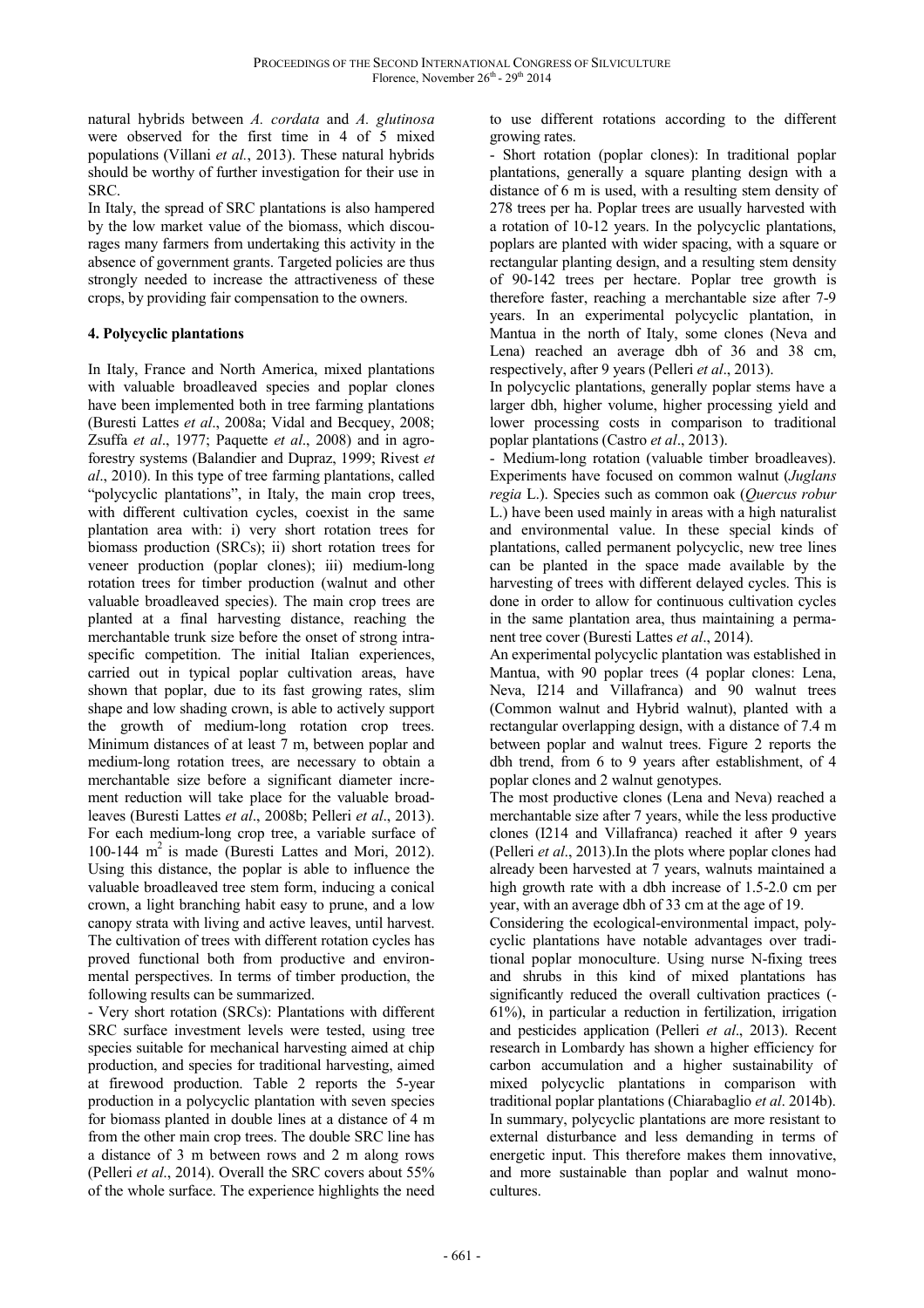natural hybrids between *A. cordata* and *A. glutinosa* were observed for the first time in 4 of 5 mixed populations (Villani *et al.*, 2013). These natural hybrids should be worthy of further investigation for their use in SRC.

In Italy, the spread of SRC plantations is also hampered by the low market value of the biomass, which discourages many farmers from undertaking this activity in the absence of government grants. Targeted policies are thus strongly needed to increase the attractiveness of these crops, by providing fair compensation to the owners.

## 4. Polycyclic plantations

In Italy, France and North America, mixed plantations with valuable broadleaved species and poplar clones have been implemented both in tree farming plantations (Buresti Lattes *et al*., 2008a; Vidal and Becquey, 2008; Zsuffa *et al*., 1977; Paquette *et al*., 2008) and in agroforestry systems (Balandier and Dupraz, 1999; Rivest *et al*., 2010). In this type of tree farming plantations, called "polycyclic plantations", in Italy, the main crop trees, with different cultivation cycles, coexist in the same plantation area with: i) very short rotation trees for biomass production (SRCs); ii) short rotation trees for veneer production (poplar clones); iii) medium-long rotation trees for timber production (walnut and other valuable broadleaved species). The main crop trees are planted at a final harvesting distance, reaching the merchantable trunk size before the onset of strong intraspecific competition. The initial Italian experiences, carried out in typical poplar cultivation areas, have shown that poplar, due to its fast growing rates, slim shape and low shading crown, is able to actively support the growth of medium-long rotation crop trees. Minimum distances of at least 7 m, between poplar and medium-long rotation trees, are necessary to obtain a merchantable size before a significant diameter increment reduction will take place for the valuable broadleaves (Buresti Lattes *et al*., 2008b; Pelleri *et al*., 2013). For each medium-long crop tree, a variable surface of 100-144 m$^2$ is made (Buresti Lattes and Mori, 2012). Using this distance, the poplar is able to influence the valuable broadleaved tree stem form, inducing a conical crown, a light branching habit easy to prune, and a low canopy strata with living and active leaves, until harvest. The cultivation of trees with different rotation cycles has proved functional both from productive and environmental perspectives. In terms of timber production, the following results can be summarized.

- Very short rotation (SRCs): Plantations with different SRC surface investment levels were tested, using tree species suitable for mechanical harvesting aimed at chip production, and species for traditional harvesting, aimed at firewood production. Table 2 reports the 5-year production in a polycyclic plantation with seven species for biomass planted in double lines at a distance of 4 m from the other main crop trees. The double SRC line has a distance of 3 m between rows and 2 m along rows (Pelleri *et al*., 2014). Overall the SRC covers about 55% of the whole surface. The experience highlights the need to use different rotations according to the different growing rates.

- Short rotation (poplar clones): In traditional poplar plantations, generally a square planting design with a distance of 6 m is used, with a resulting stem density of 278 trees per ha. Poplar trees are usually harvested with a rotation of 10-12 years. In the polycyclic plantations, poplars are planted with wider spacing, with a square or rectangular planting design, and a resulting stem density of 90-142 trees per hectare. Poplar tree growth is therefore faster, reaching a merchantable size after 7-9 years. In an experimental polycyclic plantation, in Mantua in the north of Italy, some clones (Neva and Lena) reached an average dbh of 36 and 38 cm, respectively, after 9 years (Pelleri *et al*., 2013).

In polycyclic plantations, generally poplar stems have a larger dbh, higher volume, higher processing yield and lower processing costs in comparison to traditional poplar plantations (Castro *et al*., 2013).

- Medium-long rotation (valuable timber broadleaves). Experiments have focused on common walnut (*Juglans regia* L.). Species such as common oak (*Quercus robur* L.) have been used mainly in areas with a high naturalist and environmental value. In these special kinds of plantations, called permanent polycyclic, new tree lines can be planted in the space made available by the harvesting of trees with different delayed cycles. This is done in order to allow for continuous cultivation cycles in the same plantation area, thus maintaining a permanent tree cover (Buresti Lattes *et al*., 2014).

An experimental polycyclic plantation was established in Mantua, with 90 poplar trees (4 poplar clones: Lena, Neva, I214 and Villafranca) and 90 walnut trees (Common walnut and Hybrid walnut), planted with a rectangular overlapping design, with a distance of 7.4 m between poplar and walnut trees. Figure 2 reports the dbh trend, from 6 to 9 years after establishment, of 4 poplar clones and 2 walnut genotypes.

The most productive clones (Lena and Neva) reached a merchantable size after 7 years, while the less productive clones (I214 and Villafranca) reached it after 9 years (Pelleri *et al*., 2013).In the plots where poplar clones had already been harvested at 7 years, walnuts maintained a high growth rate with a dbh increase of 1.5-2.0 cm per year, with an average dbh of 33 cm at the age of 19.

Considering the ecological-environmental impact, polycyclic plantations have notable advantages over traditional poplar monoculture. Using nurse N-fixing trees and shrubs in this kind of mixed plantations has significantly reduced the overall cultivation practices (-61%), in particular a reduction in fertilization, irrigation and pesticides application (Pelleri *et al*., 2013). Recent research in Lombardy has shown a higher efficiency for carbon accumulation and a higher sustainability of mixed polycyclic plantations in comparison with traditional poplar plantations (Chiarabaglio *et al*. 2014b). In summary, polycyclic plantations are more resistant to external disturbance and less demanding in terms of energetic input. This therefore makes them innovative, and more sustainable than poplar and walnut monocultures.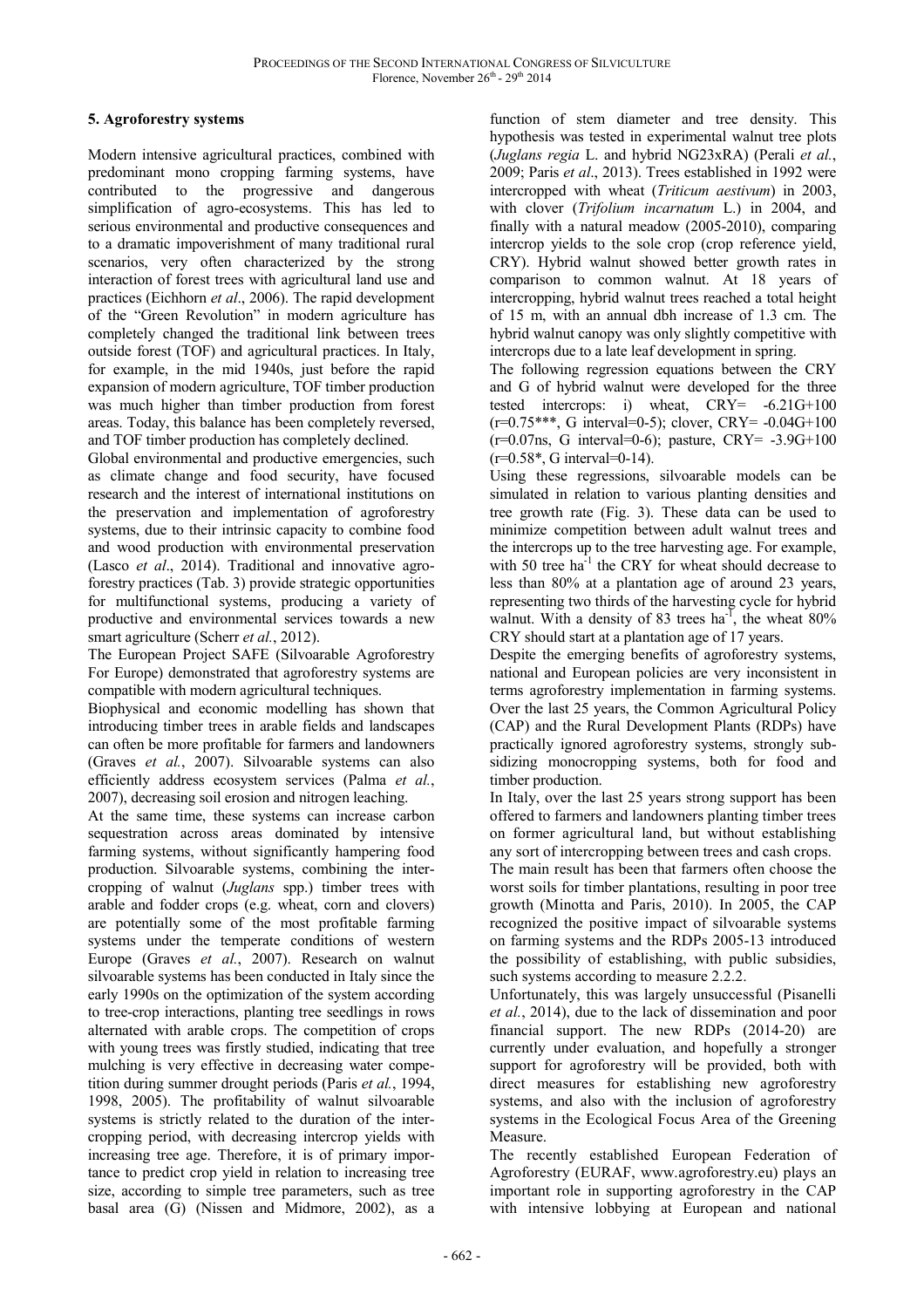## 5. Agroforestry systems

Modern intensive agricultural practices, combined with predominant mono cropping farming systems, have contributed to the progressive and dangerous simplification of agro-ecosystems. This has led to serious environmental and productive consequences and to a dramatic impoverishment of many traditional rural scenarios, very often characterized by the strong interaction of forest trees with agricultural land use and practices (Eichhorn *et al*., 2006). The rapid development of the "Green Revolution" in modern agriculture has completely changed the traditional link between trees outside forest (TOF) and agricultural practices. In Italy, for example, in the mid 1940s, just before the rapid expansion of modern agriculture, TOF timber production was much higher than timber production from forest areas. Today, this balance has been completely reversed, and TOF timber production has completely declined.

Global environmental and productive emergencies, such as climate change and food security, have focused research and the interest of international institutions on the preservation and implementation of agroforestry systems, due to their intrinsic capacity to combine food and wood production with environmental preservation (Lasco *et al*., 2014). Traditional and innovative agroforestry practices (Tab. 3) provide strategic opportunities for multifunctional systems, producing a variety of productive and environmental services towards a new smart agriculture (Scherr *et al.*, 2012).

The European Project SAFE (Silvoarable Agroforestry For Europe) demonstrated that agroforestry systems are compatible with modern agricultural techniques.

Biophysical and economic modelling has shown that introducing timber trees in arable fields and landscapes can often be more profitable for farmers and landowners (Graves *et al.*, 2007). Silvoarable systems can also efficiently address ecosystem services (Palma *et al.*, 2007), decreasing soil erosion and nitrogen leaching.

At the same time, these systems can increase carbon sequestration across areas dominated by intensive farming systems, without significantly hampering food production. Silvoarable systems, combining the intercropping of walnut (*Juglans* spp.) timber trees with arable and fodder crops (e.g. wheat, corn and clovers) are potentially some of the most profitable farming systems under the temperate conditions of western Europe (Graves *et al.*, 2007). Research on walnut silvoarable systems has been conducted in Italy since the early 1990s on the optimization of the system according to tree-crop interactions, planting tree seedlings in rows alternated with arable crops. The competition of crops with young trees was firstly studied, indicating that tree mulching is very effective in decreasing water competition during summer drought periods (Paris *et al.*, 1994, 1998, 2005). The profitability of walnut silvoarable systems is strictly related to the duration of the intercropping period, with decreasing intercrop yields with increasing tree age. Therefore, it is of primary importance to predict crop yield in relation to increasing tree size, according to simple tree parameters, such as tree basal area (G) (Nissen and Midmore, 2002), as a function of stem diameter and tree density. This hypothesis was tested in experimental walnut tree plots (*Juglans regia* L. and hybrid NG23xRA) (Perali *et al.*, 2009; Paris *et al*., 2013). Trees established in 1992 were intercropped with wheat (*Triticum aestivum*) in 2003, with clover (*Trifolium incarnatum* L.) in 2004, and finally with a natural meadow (2005-2010), comparing intercrop yields to the sole crop (crop reference yield, CRY). Hybrid walnut showed better growth rates in comparison to common walnut. At 18 years of intercropping, hybrid walnut trees reached a total height of 15 m, with an annual dbh increase of 1.3 cm. The hybrid walnut canopy was only slightly competitive with intercrops due to a late leaf development in spring.

The following regression equations between the CRY and G of hybrid walnut were developed for the three tested intercrops: i) wheat, $CRY = -6.21G+100$ ($r=0.75^{***}$, G interval=0-5); clover, $CRY = -0.04G+100$ ($r=0.07$ns, G interval=0-6); pasture, $CRY = -3.9G+100$ ($r=0.58^{*}$, G interval=0-14).

Using these regressions, silvoarable models can be simulated in relation to various planting densities and tree growth rate (Fig. 3). These data can be used to minimize competition between adult walnut trees and the intercrops up to the tree harvesting age. For example, with 50 tree ha$^{-1}$ the CRY for wheat should decrease to less than 80% at a plantation age of around 23 years, representing two thirds of the harvesting cycle for hybrid walnut. With a density of 83 trees ha$^{-1}$, the wheat 80% CRY should start at a plantation age of 17 years.

Despite the emerging benefits of agroforestry systems, national and European policies are very inconsistent in terms agroforestry implementation in farming systems. Over the last 25 years, the Common Agricultural Policy (CAP) and the Rural Development Plants (RDPs) have practically ignored agroforestry systems, strongly subsidizing monocropping systems, both for food and timber production.

In Italy, over the last 25 years strong support has been offered to farmers and landowners planting timber trees on former agricultural land, but without establishing any sort of intercropping between trees and cash crops.

The main result has been that farmers often choose the worst soils for timber plantations, resulting in poor tree growth (Minotta and Paris, 2010). In 2005, the CAP recognized the positive impact of silvoarable systems on farming systems and the RDPs 2005-13 introduced the possibility of establishing, with public subsidies, such systems according to measure 2.2.2.

Unfortunately, this was largely unsuccessful (Pisanelli *et al.*, 2014), due to the lack of dissemination and poor financial support. The new RDPs (2014-20) are currently under evaluation, and hopefully a stronger support for agroforestry will be provided, both with direct measures for establishing new agroforestry systems, and also with the inclusion of agroforestry systems in the Ecological Focus Area of the Greening Measure.

The recently established European Federation of Agroforestry (EURAF, www.agroforestry.eu) plays an important role in supporting agroforestry in the CAP with intensive lobbying at European and national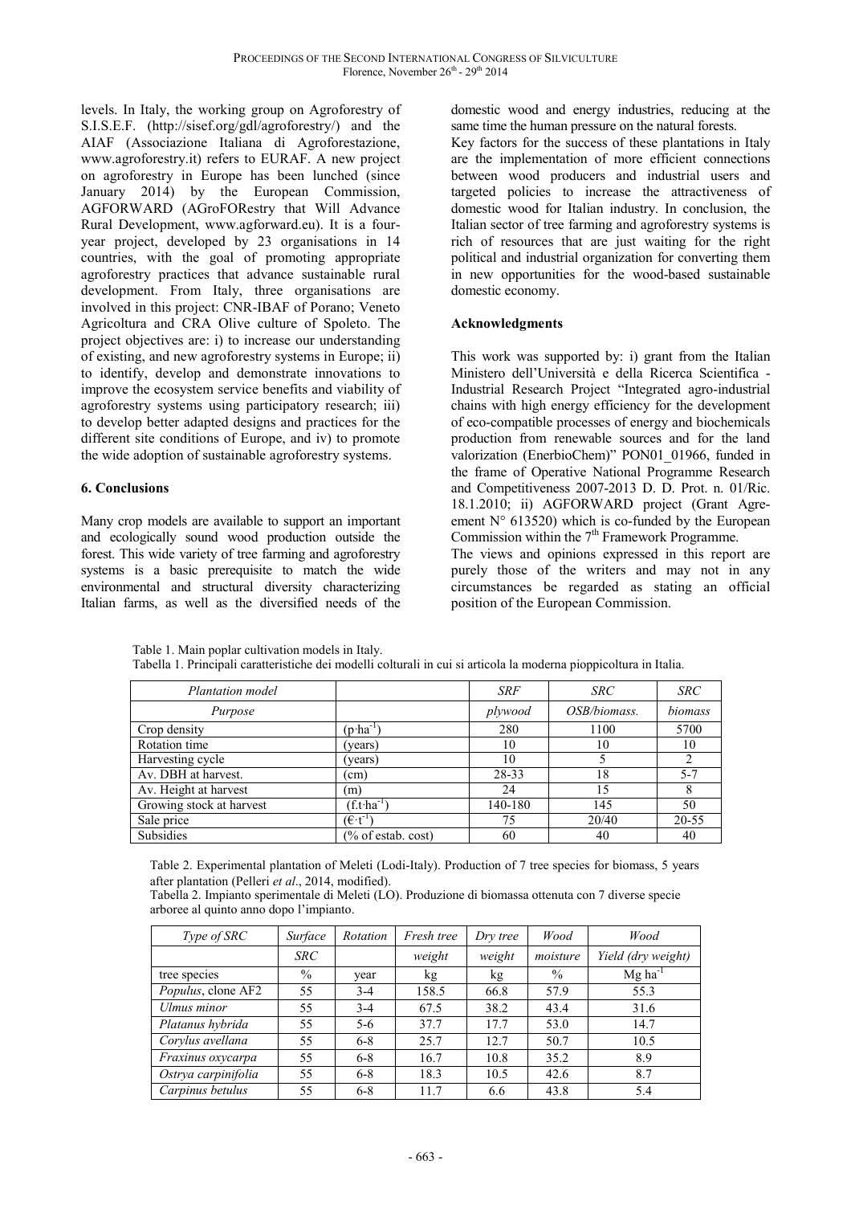levels. In Italy, the working group on Agroforestry of S.I.S.E.F. (http://sisef.org/gdl/agroforestry/) and the AIAF (Associazione Italiana di Agroforestazione, www.agroforestry.it) refers to EURAF. A new project on agroforestry in Europe has been lunched (since January 2014) by the European Commission, AGFORWARD (AGroFORestry that Will Advance Rural Development, www.agforward.eu). It is a four-year project, developed by 23 organisations in 14 countries, with the goal of promoting appropriate agroforestry practices that advance sustainable rural development. From Italy, three organisations are involved in this project: CNR-IBAF of Porano; Veneto Agricoltura and CRA Olive culture of Spoleto. The project objectives are: i) to increase our understanding of existing, and new agroforestry systems in Europe; ii) to identify, develop and demonstrate innovations to improve the ecosystem service benefits and viability of agroforestry systems using participatory research; iii) to develop better adapted designs and practices for the different site conditions of Europe, and iv) to promote the wide adoption of sustainable agroforestry systems.

## 6. Conclusions

Many crop models are available to support an important and ecologically sound wood production outside the forest. This wide variety of tree farming and agroforestry systems is a basic prerequisite to match the wide environmental and structural diversity characterizing Italian farms, as well as the diversified needs of the domestic wood and energy industries, reducing at the same time the human pressure on the natural forests.

Key factors for the success of these plantations in Italy are the implementation of more efficient connections between wood producers and industrial users and targeted policies to increase the attractiveness of domestic wood for Italian industry. In conclusion, the Italian sector of tree farming and agroforestry systems is rich of resources that are just waiting for the right political and industrial organization for converting them in new opportunities for the wood-based sustainable domestic economy.

## Acknowledgments

This work was supported by: i) grant from the Italian Ministero dell'Università e della Ricerca Scientifica - Industrial Research Project "Integrated agro-industrial chains with high energy efficiency for the development of eco-compatible processes of energy and biochemicals production from renewable sources and for the land valorization (EnerbioChem)" PON01_01966, funded in the frame of Operative National Programme Research and Competitiveness 2007-2013 D. D. Prot. n. 01/Ric. 18.1.2010; ii) AGFORWARD project (Grant Agreement N° 613520) which is co-funded by the European Commission within the 7[th] Framework Programme.

The views and opinions expressed in this report are purely those of the writers and may not in any circumstances be regarded as stating an official position of the European Commission.

Table 1. Main poplar cultivation models in Italy.

Tabella 1. Principali caratteristiche dei modelli colturali in cui si articola la moderna pioppicoltura in Italia.

| *Plantation model* | | *SRF* | *SRC* | *SRC* |
|---|---|---|---|---|
| *Purpose* | | *plywood* | *OSB/biomass.* | *biomass* |
| Crop density | $(p \cdot ha^{-1})$ | 280 | 1100 | 5700 |
| Rotation time | (years) | 10 | 10 | 10 |
| Harvesting cycle | (years) | 10 | 5 | 2 |
| Av. DBH at harvest. | (cm) | 28-33 | 18 | 5-7 |
| Av. Height at harvest | (m) | 24 | 15 | 8 |
| Growing stock at harvest | $(f.t \cdot ha^{-1})$ | 140-180 | 145 | 50 |
| Sale price | $(€ \cdot t^{-1})$ | 75 | 20/40 | 20-55 |
| Subsidies | (% of estab. cost) | 60 | 40 | 40 |

Table 2. Experimental plantation of Meleti (Lodi-Italy). Production of 7 tree species for biomass, 5 years after plantation (Pelleri *et al*., 2014, modified).

Tabella 2. Impianto sperimentale di Meleti (LO). Produzione di biomassa ottenuta con 7 diverse specie arboree al quinto anno dopo l'impianto.

| *Type of SRC* | *Surface* | *Rotation* | *Fresh tree* | *Dry tree* | *Wood* | *Wood* |
|---|---|---|---|---|---|---|
| | *SRC* | | *weight* | *weight* | *moisture* | *Yield (dry weight)* |
| tree species | % | year | kg | kg | % | $Mg\ ha^{-1}$ |
| *Populus*, clone AF2 | 55 | 3-4 | 158.5 | 66.8 | 57.9 | 55.3 |
| *Ulmus minor* | 55 | 3-4 | 67.5 | 38.2 | 43.4 | 31.6 |
| *Platanus hybrida* | 55 | 5-6 | 37.7 | 17.7 | 53.0 | 14.7 |
| *Corylus avellana* | 55 | 6-8 | 25.7 | 12.7 | 50.7 | 10.5 |
| *Fraxinus oxycarpa* | 55 | 6-8 | 16.7 | 10.8 | 35.2 | 8.9 |
| *Ostrya carpinifolia* | 55 | 6-8 | 18.3 | 10.5 | 42.6 | 8.7 |
| *Carpinus betulus* | 55 | 6-8 | 11.7 | 6.6 | 43.8 | 5.4 |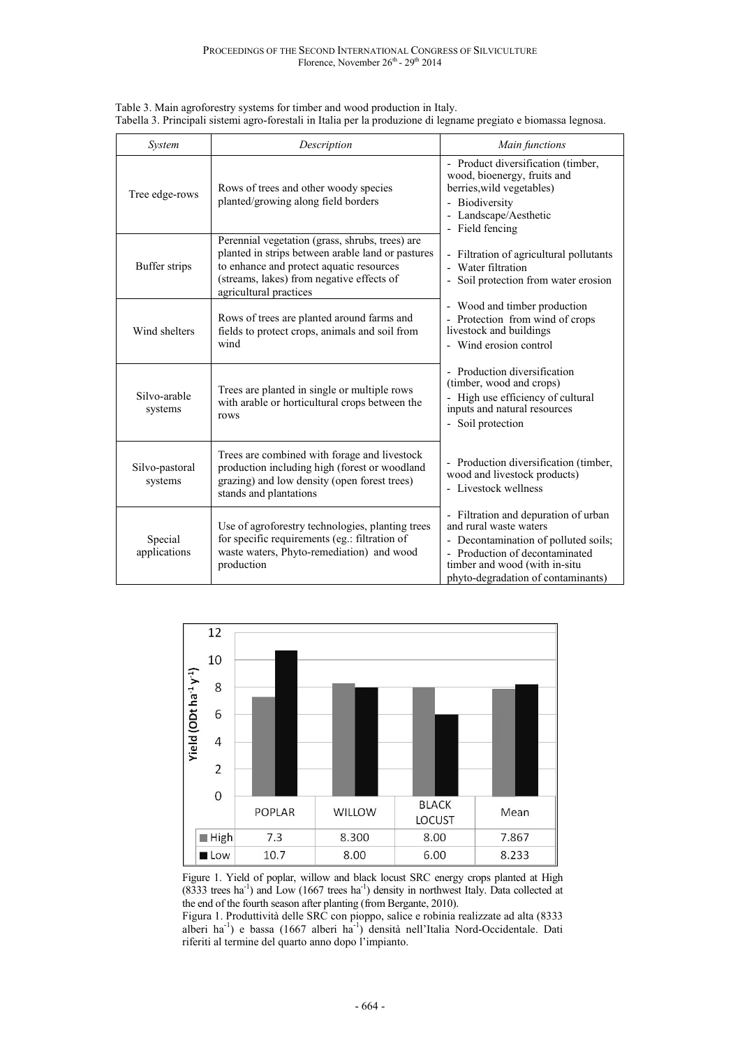Table 3. Main agroforestry systems for timber and wood production in Italy.
Tabella 3. Principali sistemi agro-forestali in Italia per la produzione di legname pregiato e biomassa legnosa.

| *System* | *Description* | *Main functions* |
|---|---|---|
| Tree edge-rows | Rows of trees and other woody species planted/growing along field borders | - Product diversification (timber, wood, bioenergy, fruits and berries,wild vegetables)<br>- Biodiversity<br>- Landscape/Aesthetic<br>- Field fencing |
| Buffer strips | Perennial vegetation (grass, shrubs, trees) are planted in strips between arable land or pastures to enhance and protect aquatic resources (streams, lakes) from negative effects of agricultural practices | - Filtration of agricultural pollutants<br>- Water filtration<br>- Soil protection from water erosion |
| Wind shelters | Rows of trees are planted around farms and fields to protect crops, animals and soil from wind | - Wood and timber production<br>- Protection from wind of crops livestock and buildings<br>- Wind erosion control |
| Silvo-arable systems | Trees are planted in single or multiple rows with arable or horticultural crops between the rows | - Production diversification (timber, wood and crops)<br>- High use efficiency of cultural inputs and natural resources<br>- Soil protection |
| Silvo-pastoral systems | Trees are combined with forage and livestock production including high (forest or woodland grazing) and low density (open forest trees) stands and plantations | - Production diversification (timber, wood and livestock products)<br>- Livestock wellness |
| Special applications | Use of agroforestry technologies, planting trees for specific requirements (eg.: filtration of waste waters, Phyto-remediation) and wood production | - Filtration and depuration of urban and rural waste waters<br>- Decontamination of polluted soils;<br>- Production of decontaminated timber and wood (with in-situ phyto-degradation of contaminants) |

| | POPLAR | WILLOW | BLACK LOCUST | Mean |
|---|---|---|---|---|
| High | 7.3 | 8.300 | 8.00 | 7.867 |
| Low | 10.7 | 8.00 | 6.00 | 8.233 |

Figure 1. Yield of poplar, willow and black locust SRC energy crops planted at High (8333 trees $ha^{-1}$) and Low (1667 trees $ha^{-1}$) density in northwest Italy. Data collected at the end of the fourth season after planting (from Bergante, 2010).

Figura 1. Produttività delle SRC con pioppo, salice e robinia realizzate ad alta (8333 alberi $ha^{-1}$) e bassa (1667 alberi $ha^{-1}$) densità nell'Italia Nord-Occidentale. Dati riferiti al termine del quarto anno dopo l'impianto.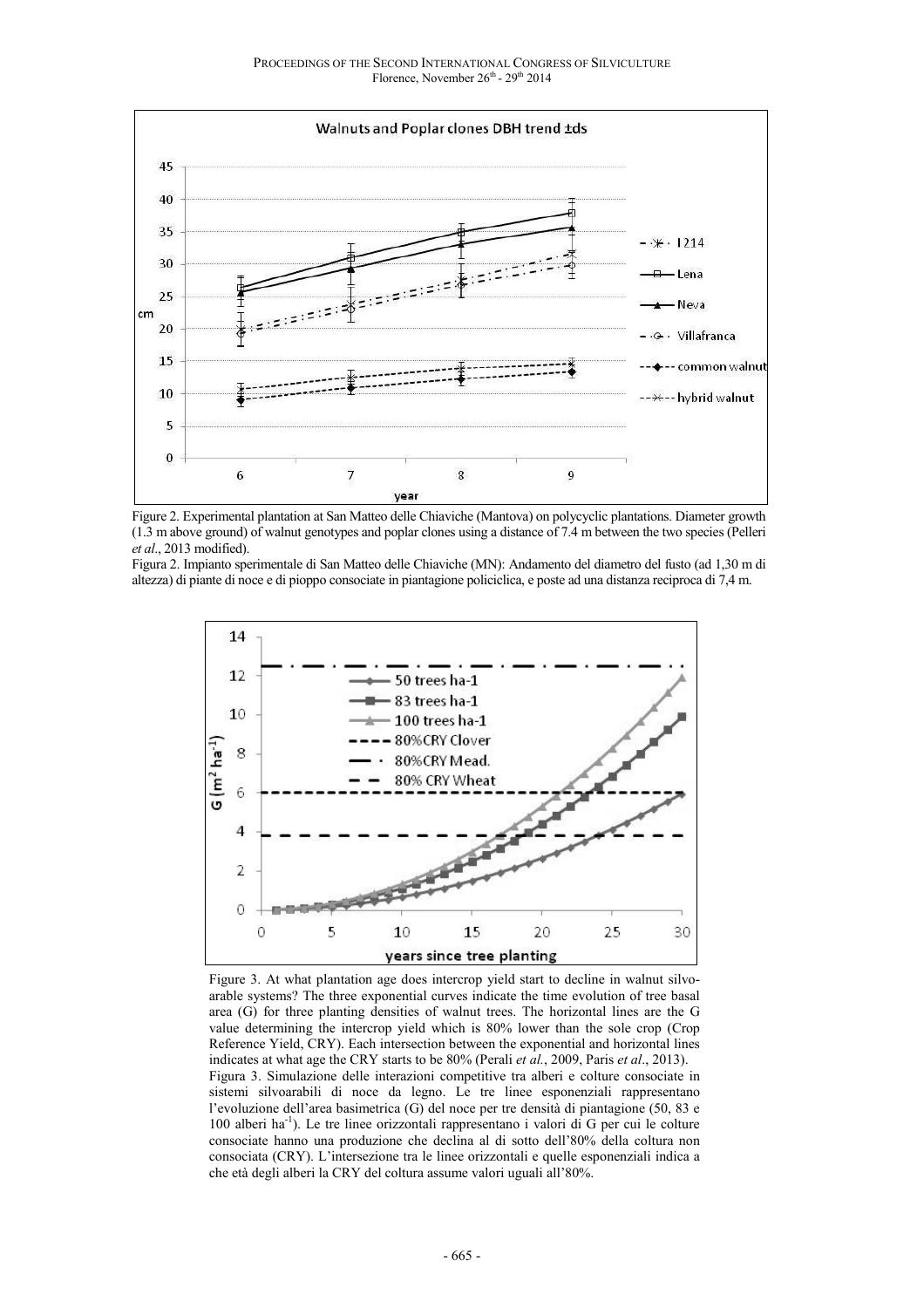Figure 2. Experimental plantation at San Matteo delle Chiaviche (Mantova) on polycyclic plantations. Diameter growth (1.3 m above ground) of walnut genotypes and poplar clones using a distance of 7.4 m between the two species (Pelleri *et al*., 2013 modified).

Figura 2. Impianto sperimentale di San Matteo delle Chiaviche (MN): Andamento del diametro del fusto (ad 1,30 m di altezza) di piante di noce e di pioppo consociate in piantagione policiclica, e poste ad una distanza reciproca di 7,4 m.

Figure 3. At what plantation age does intercrop yield start to decline in walnut silvo-arable systems? The three exponential curves indicate the time evolution of tree basal area (G) for three planting densities of walnut trees. The horizontal lines are the G value determining the intercrop yield which is 80% lower than the sole crop (Crop Reference Yield, CRY). Each intersection between the exponential and horizontal lines indicates at what age the CRY starts to be 80% (Perali *et al.*, 2009, Paris *et al*., 2013).

Figura 3. Simulazione delle interazioni competitive tra alberi e colture consociate in sistemi silvoarabili di noce da legno. Le tre linee esponenziali rappresentano l'evoluzione dell'area basimetrica (G) del noce per tre densità di piantagione (50, 83 e 100 alberi ha$^{-1}$). Le tre linee orizzontali rappresentano i valori di G per cui le colture consociate hanno una produzione che declina al di sotto dell'80% della coltura non consociata (CRY). L'intersezione tra le linee orizzontali e quelle esponenziali indica a che età degli alberi la CRY del coltura assume valori uguali all'80%.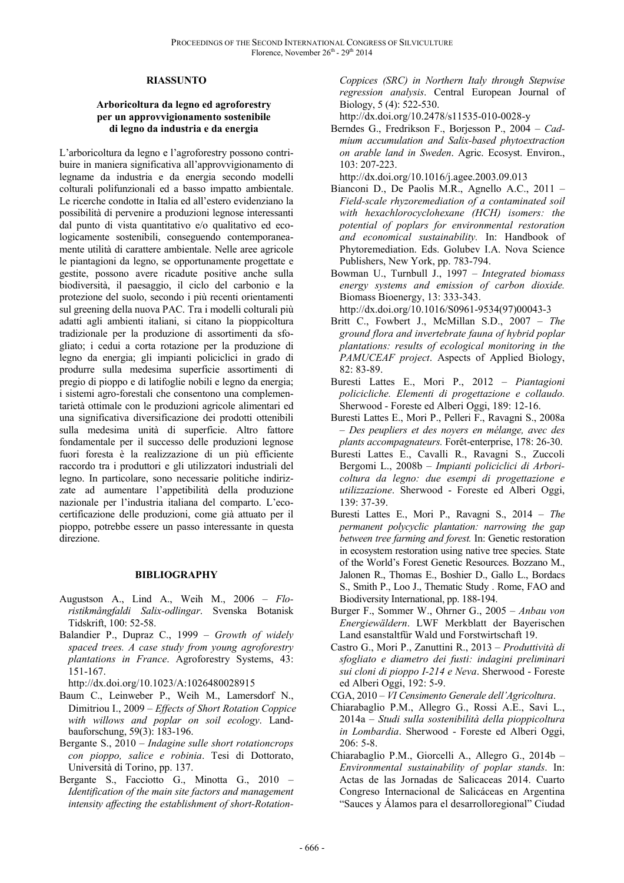## RIASSUNTO

### Arboricoltura da legno ed agroforestry per un approvvigionamento sostenibile di legno da industria e da energia

L'arboricoltura da legno e l'agroforestry possono contribuire in maniera significativa all'approvvigionamento di legname da industria e da energia secondo modelli colturali polifunzionali ed a basso impatto ambientale. Le ricerche condotte in Italia ed all'estero evidenziano la possibilità di pervenire a produzioni legnose interessanti dal punto di vista quantitativo e/o qualitativo ed ecologicamente sostenibili, conseguendo contemporaneamente utilità di carattere ambientale. Nelle aree agricole le piantagioni da legno, se opportunamente progettate e gestite, possono avere ricadute positive anche sulla biodiversità, il paesaggio, il ciclo del carbonio e la protezione del suolo, secondo i più recenti orientamenti sul greening della nuova PAC. Tra i modelli colturali più adatti agli ambienti italiani, si citano la pioppicoltura tradizionale per la produzione di assortimenti da sfogliato; i cedui a corta rotazione per la produzione di legno da energia; gli impianti policiclici in grado di produrre sulla medesima superficie assortimenti di pregio di pioppo e di latifoglie nobili e legno da energia; i sistemi agro-forestali che consentono una complementarietà ottimale con le produzioni agricole alimentari ed una significativa diversificazione dei prodotti ottenibili sulla medesima unità di superficie. Altro fattore fondamentale per il successo delle produzioni legnose fuori foresta è la realizzazione di un più efficiente raccordo tra i produttori e gli utilizzatori industriali del legno. In particolare, sono necessarie politiche indirizzate ad aumentare l'appetibilità della produzione nazionale per l'industria italiana del comparto. L'ecocertificazione delle produzioni, come già attuato per il pioppo, potrebbe essere un passo interessante in questa direzione.

## BIBLIOGRAPHY

- Augustson A., Lind A., Weih M., 2006 – *Floristikmångfaldi Salix-odlingar*. Svenska Botanisk Tidskrift, 100: 52-58.
- Balandier P., Dupraz C., 1999 – *Growth of widely spaced trees. A case study from young agroforestry plantations in France*. Agroforestry Systems, 43: 151-167. http://dx.doi.org/10.1023/A:1026480028915
- Baum C., Leinweber P., Weih M., Lamersdorf N., Dimitriou I., 2009 – *Effects of Short Rotation Coppice with willows and poplar on soil ecology*. Landbauforschung, 59(3): 183-196.
- Bergante S., 2010 – *Indagine sulle short rotationcrops con pioppo, salice e robinia*. Tesi di Dottorato, Università di Torino, pp. 137.
- Bergante S., Facciotto G., Minotta G., 2010 – *Identification of the main site factors and management intensity affecting the establishment of short-Rotation-Coppices (SRC) in Northern Italy through Stepwise regression analysis*. Central European Journal of Biology, 5 (4): 522-530. http://dx.doi.org/10.2478/s11535-010-0028-y
- Berndes G., Fredrikson F., Borjesson P., 2004 – *Cadmium accumulation and Salix-based phytoextraction on arable land in Sweden*. Agric. Ecosyst. Environ., 103: 207-223. http://dx.doi.org/10.1016/j.agee.2003.09.013
- Bianconi D., De Paolis M.R., Agnello A.C., 2011 – *Field-scale rhyzoremediation of a contaminated soil with hexachlorocyclohexane (HCH) isomers: the potential of poplars for environmental restoration and economical sustainability.* In: Handbook of Phytoremediation. Eds. Golubev I.A. Nova Science Publishers, New York, pp. 783-794.
- Bowman U., Turnbull J., 1997 – *Integrated biomass energy systems and emission of carbon dioxide.* Biomass Bioenergy, 13: 333-343. http://dx.doi.org/10.1016/S0961-9534(97)00043-3
- Britt C., Fowbert J., McMillan S.D., 2007 – *The ground flora and invertebrate fauna of hybrid poplar plantations: results of ecological monitoring in the PAMUCEAF project*. Aspects of Applied Biology, 82: 83-89.
- Buresti Lattes E., Mori P., 2012 – *Piantagioni policicliche. Elementi di progettazione e collaudo.* Sherwood - Foreste ed Alberi Oggi, 189: 12-16.
- Buresti Lattes E., Mori P., Pelleri F., Ravagni S., 2008a – *Des peupliers et des noyers en mélange, avec des plants accompagnateurs.* Forêt-enterprise, 178: 26-30.
- Buresti Lattes E., Cavalli R., Ravagni S., Zuccoli Bergomi L., 2008b – *Impianti policiclici di Arboricoltura da legno: due esempi di progettazione e utilizzazione*. Sherwood - Foreste ed Alberi Oggi, 139: 37-39.
- Buresti Lattes E., Mori P., Ravagni S., 2014 – *The permanent polycyclic plantation: narrowing the gap between tree farming and forest.* In: Genetic restoration in ecosystem restoration using native tree species. State of the World's Forest Genetic Resources. Bozzano M., Jalonen R., Thomas E., Boshier D., Gallo L., Bordacs S., Smith P., Loo J., Thematic Study . Rome, FAO and Biodiversity International, pp. 188-194.
- Burger F., Sommer W., Ohrner G., 2005 – *Anbau von Energiewäldern*. LWF Merkblatt der Bayerischen Land esanstaltfür Wald und Forstwirtschaft 19.
- Castro G., Mori P., Zanuttini R., 2013 – *Produttività di sfogliato e diametro dei fusti: indagini preliminari sui cloni di pioppo I-214 e Neva*. Sherwood - Foreste ed Alberi Oggi, 192: 5-9.
- CGA, 2010 – *VI Censimento Generale dell'Agricoltura*.
- Chiarabaglio P.M., Allegro G., Rossi A.E., Savi L., 2014a – *Studi sulla sostenibilità della pioppicoltura in Lombardia*. Sherwood - Foreste ed Alberi Oggi, 206: 5-8.
- Chiarabaglio P.M., Giorcelli A., Allegro G., 2014b – *Environmental sustainability of poplar stands*. In: Actas de las Jornadas de Salicaceas 2014. Cuarto Congreso Internacional de Salicáceas en Argentina "Sauces y Álamos para el desarrolloregional" Ciudad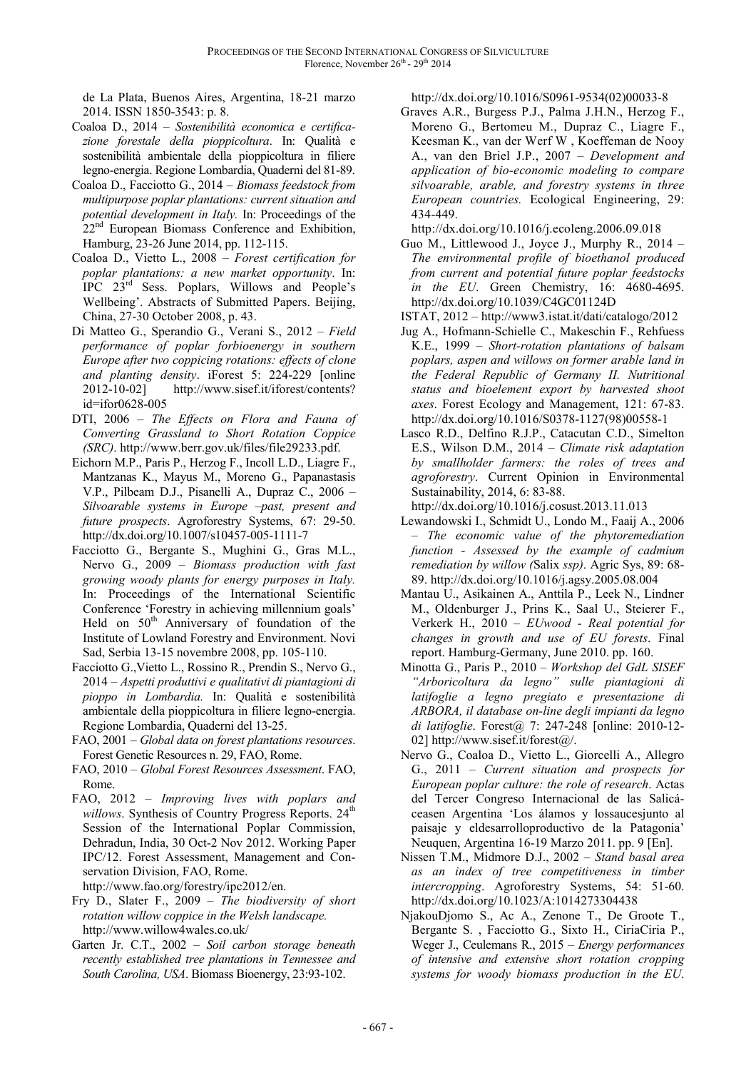de La Plata, Buenos Aires, Argentina, 18-21 marzo 2014. ISSN 1850-3543: p. 8.

Coaloa D., 2014 – *Sostenibilità economica e certificazione forestale della pioppicoltura*. In: Qualità e sostenibilità ambientale della pioppicoltura in filiere legno-energia. Regione Lombardia, Quaderni del 81-89.

Coaloa D., Facciotto G., 2014 – *Biomass feedstock from multipurpose poplar plantations: current situation and potential development in Italy.* In: Proceedings of the 22[nd] European Biomass Conference and Exhibition, Hamburg, 23-26 June 2014, pp. 112-115.

Coaloa D., Vietto L., 2008 – *Forest certification for poplar plantations: a new market opportunity*. In: IPC 23[rd] Sess. Poplars, Willows and People's Wellbeing'. Abstracts of Submitted Papers. Beijing, China, 27-30 October 2008, p. 43.

Di Matteo G., Sperandio G., Verani S., 2012 – *Field performance of poplar forbioenergy in southern Europe after two coppicing rotations: effects of clone and planting density*. iForest 5: 224-229 [online 2012-10-02] http://www.sisef.it/iforest/contents?id=ifor0628-005

DTI, 2006 – *The Effects on Flora and Fauna of Converting Grassland to Short Rotation Coppice (SRC)*. http://www.berr.gov.uk/files/file29233.pdf.

Eichorn M.P., Paris P., Herzog F., Incoll L.D., Liagre F., Mantzanas K., Mayus M., Moreno G., Papanastasis V.P., Pilbeam D.J., Pisanelli A., Dupraz C., 2006 – *Silvoarable systems in Europe –past, present and future prospects*. Agroforestry Systems, 67: 29-50. http://dx.doi.org/10.1007/s10457-005-1111-7

Facciotto G., Bergante S., Mughini G., Gras M.L., Nervo G., 2009 – *Biomass production with fast growing woody plants for energy purposes in Italy.* In: Proceedings of the International Scientific Conference 'Forestry in achieving millennium goals' Held on 50[th] Anniversary of foundation of the Institute of Lowland Forestry and Environment. Novi Sad, Serbia 13-15 novembre 2008, pp. 105-110.

Facciotto G.,Vietto L., Rossino R., Prendin S., Nervo G., 2014 – *Aspetti produttivi e qualitativi di piantagioni di pioppo in Lombardia.* In: Qualità e sostenibilità ambientale della pioppicoltura in filiere legno-energia. Regione Lombardia, Quaderni del 13-25.

FAO, 2001 – *Global data on forest plantations resources*. Forest Genetic Resources n. 29, FAO, Rome.

FAO, 2010 – *Global Forest Resources Assessment*. FAO, Rome.

FAO, 2012 – *Improving lives with poplars and willows*. Synthesis of Country Progress Reports. 24[th] Session of the International Poplar Commission, Dehradun, India, 30 Oct-2 Nov 2012. Working Paper IPC/12. Forest Assessment, Management and Conservation Division, FAO, Rome. http://www.fao.org/forestry/ipc2012/en.

Fry D., Slater F., 2009 – *The biodiversity of short rotation willow coppice in the Welsh landscape.* http://www.willow4wales.co.uk/

Garten Jr. C.T., 2002 – *Soil carbon storage beneath recently established tree plantations in Tennessee and South Carolina, USA*. Biomass Bioenergy, 23:93-102. http://dx.doi.org/10.1016/S0961-9534(02)00033-8

Graves A.R., Burgess P.J., Palma J.H.N., Herzog F., Moreno G., Bertomeu M., Dupraz C., Liagre F., Keesman K., van der Werf W , Koeffeman de Nooy A., van den Briel J.P., 2007 – *Development and application of bio-economic modeling to compare silvoarable, arable, and forestry systems in three European countries.* Ecological Engineering, 29: 434-449. http://dx.doi.org/10.1016/j.ecoleng.2006.09.018

Guo M., Littlewood J., Joyce J., Murphy R., 2014 – *The environmental profile of bioethanol produced from current and potential future poplar feedstocks in the EU*. Green Chemistry, 16: 4680-4695. http://dx.doi.org/10.1039/C4GC01124D

ISTAT, 2012 – http://www3.istat.it/dati/catalogo/2012

Jug A., Hofmann-Schielle C., Makeschin F., Rehfuess K.E., 1999 – *Short-rotation plantations of balsam poplars, aspen and willows on former arable land in the Federal Republic of Germany II. Nutritional status and bioelement export by harvested shoot axes*. Forest Ecology and Management, 121: 67-83. http://dx.doi.org/10.1016/S0378-1127(98)00558-1

Lasco R.D., Delfino R.J.P., Catacutan C.D., Simelton E.S., Wilson D.M., 2014 – *Climate risk adaptation by smallholder farmers: the roles of trees and agroforestry*. Current Opinion in Environmental Sustainability, 2014, 6: 83-88. http://dx.doi.org/10.1016/j.cosust.2013.11.013

Lewandowski I., Schmidt U., Londo M., Faaij A., 2006 – *The economic value of the phytoremediation function - Assessed by the example of cadmium remediation by willow (*Salix *ssp)*. Agric Sys, 89: 68-89. http://dx.doi.org/10.1016/j.agsy.2005.08.004

Mantau U., Asikainen A., Anttila P., Leek N., Lindner M., Oldenburger J., Prins K., Saal U., Steierer F., Verkerk H., 2010 – *EUwood - Real potential for changes in growth and use of EU forests*. Final report. Hamburg-Germany, June 2010. pp. 160.

Minotta G., Paris P., 2010 – *Workshop del GdL SISEF "Arboricoltura da legno" sulle piantagioni di latifoglie a legno pregiato e presentazione di ARBORA, il database on-line degli impianti da legno di latifoglie*. Forest@ 7: 247-248 [online: 2010-12-02] http://www.sisef.it/forest@/.

Nervo G., Coaloa D., Vietto L., Giorcelli A., Allegro G., 2011 – *Current situation and prospects for European poplar culture: the role of research*. Actas del Tercer Congreso Internacional de las Salicáceasen Argentina 'Los álamos y lossaucesjunto al paisaje y eldesarrolloproductivo de la Patagonia' Neuquen, Argentina 16-19 Marzo 2011. pp. 9 [En].

Nissen T.M., Midmore D.J., 2002 – *Stand basal area as an index of tree competitiveness in timber intercropping*. Agroforestry Systems, 54: 51-60. http://dx.doi.org/10.1023/A:1014273304438

NjakouDjomo S., Ac A., Zenone T., De Groote T., Bergante S. , Facciotto G., Sixto H., CiriaCiria P., Weger J., Ceulemans R., 2015 – *Energy performances of intensive and extensive short rotation cropping systems for woody biomass production in the EU*.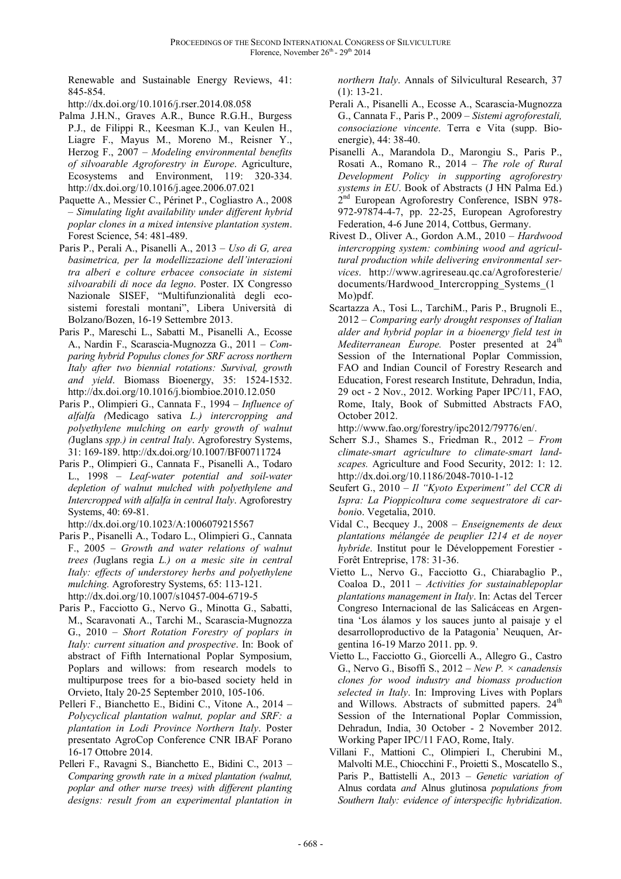Renewable and Sustainable Energy Reviews, 41: 845-854.
http://dx.doi.org/10.1016/j.rser.2014.08.058

Palma J.H.N., Graves A.R., Bunce R.G.H., Burgess P.J., de Filippi R., Keesman K.J., van Keulen H., Liagre F., Mayus M., Moreno M., Reisner Y., Herzog F., 2007 – *Modeling environmental benefits of silvoarable Agroforestry in Europe*. Agriculture, Ecosystems and Environment, 119: 320-334. http://dx.doi.org/10.1016/j.agee.2006.07.021

Paquette A., Messier C., Périnet P., Cogliastro A., 2008 – *Simulating light availability under different hybrid poplar clones in a mixed intensive plantation system*. Forest Science, 54: 481-489.

Paris P., Perali A., Pisanelli A., 2013 – *Uso di G, area basimetrica, per la modellizzazione dell'interazioni tra alberi e colture erbacee consociate in sistemi silvoarabili di noce da legno*. Poster. IX Congresso Nazionale SISEF, "Multifunzionalità degli ecosistemi forestali montani", Libera Università di Bolzano/Bozen, 16-19 Settembre 2013.

Paris P., Mareschi L., Sabatti M., Pisanelli A., Ecosse A., Nardin F., Scarascia-Mugnozza G., 2011 – *Comparing hybrid Populus clones for SRF across northern Italy after two biennial rotations: Survival, growth and yield*. Biomass Bioenergy, 35: 1524-1532. http://dx.doi.org/10.1016/j.biombioe.2010.12.050

Paris P., Olimpieri G., Cannata F., 1994 – *Influence of alfalfa (*Medicago sativa *L.) intercropping and polyethylene mulching on early growth of walnut (*Juglans *spp.) in central Italy*. Agroforestry Systems, 31: 169-189. http://dx.doi.org/10.1007/BF00711724

Paris P., Olimpieri G., Cannata F., Pisanelli A., Todaro L., 1998 – *Leaf-water potential and soil-water depletion of walnut mulched with polyethylene and Intercropped with alfalfa in central Italy*. Agroforestry Systems, 40: 69-81.
http://dx.doi.org/10.1023/A:1006079215567

Paris P., Pisanelli A., Todaro L., Olimpieri G., Cannata F., 2005 – *Growth and water relations of walnut trees (*Juglans regia *L.) on a mesic site in central Italy: effects of understorey herbs and polyethylene mulching.* Agroforestry Systems, 65: 113-121.
http://dx.doi.org/10.1007/s10457-004-6719-5

Paris P., Facciotto G., Nervo G., Minotta G., Sabatti, M., Scaravonati A., Tarchi M., Scarascia-Mugnozza G., 2010 – *Short Rotation Forestry of poplars in Italy: current situation and prospective*. In: Book of abstract of Fifth International Poplar Symposium, Poplars and willows: from research models to multipurpose trees for a bio-based society held in Orvieto, Italy 20-25 September 2010, 105-106.

Pelleri F., Bianchetto E., Bidini C., Vitone A., 2014 – *Polycyclical plantation walnut, poplar and SRF: a plantation in Lodi Province Northern Italy*. Poster presentato AgroCop Conference CNR IBAF Porano 16-17 Ottobre 2014.

Pelleri F., Ravagni S., Bianchetto E., Bidini C., 2013 – *Comparing growth rate in a mixed plantation (walnut, poplar and other nurse trees) with different planting designs: result from an experimental plantation in northern Italy*. Annals of Silvicultural Research, 37 (1): 13-21.

Perali A., Pisanelli A., Ecosse A., Scarascia-Mugnozza G., Cannata F., Paris P., 2009 – *Sistemi agroforestali, consociazione vincente*. Terra e Vita (supp. Bioenergie), 44: 38-40.

Pisanelli A., Marandola D., Marongiu S., Paris P., Rosati A., Romano R., 2014 – *The role of Rural Development Policy in supporting agroforestry systems in EU*. Book of Abstracts (J HN Palma Ed.) 2nd European Agroforestry Conference, ISBN 978-972-97874-4-7, pp. 22-25, European Agroforestry Federation, 4-6 June 2014, Cottbus, Germany.

Rivest D., Oliver A., Gordon A.M., 2010 – *Hardwood intercropping system: combining wood and agricultural production while delivering environmental services*. http://www.agrireseau.qc.ca/Agroforesterie/documents/Hardwood_Intercropping_Systems_(1 Mo)pdf.

Scartazza A., Tosi L., TarchiM., Paris P., Brugnoli E., 2012 – *Comparing early drought responses of Italian alder and hybrid poplar in a bioenergy field test in Mediterranean Europe.* Poster presented at 24th Session of the International Poplar Commission, FAO and Indian Council of Forestry Research and Education, Forest research Institute, Dehradun, India, 29 oct - 2 Nov., 2012. Working Paper IPC/11, FAO, Rome, Italy, Book of Submitted Abstracts FAO, October 2012.
http://www.fao.org/forestry/ipc2012/79776/en/.

Scherr S.J., Shames S., Friedman R., 2012 – *From climate-smart agriculture to climate-smart landscapes.* Agriculture and Food Security, 2012: 1: 12. http://dx.doi.org/10.1186/2048-7010-1-12

Seufert G., 2010 – *Il "Kyoto Experiment" del CCR di Ispra: La Pioppicoltura come sequestratore di carboni*o. Vegetalia, 2010.

Vidal C., Becquey J., 2008 – *Enseignements de deux plantations mélangée de peuplier I214 et de noyer hybride*. Institut pour le Développement Forestier - Forêt Entreprise, 178: 31-36.

Vietto L., Nervo G., Facciotto G., Chiarabaglio P., Coaloa D., 2011 – *Activities for sustainablepoplar plantations management in Italy*. In: Actas del Tercer Congreso Internacional de las Salicáceas en Argentina 'Los álamos y los sauces junto al paisaje y el desarrolloproductivo de la Patagonia' Neuquen, Argentina 16-19 Marzo 2011. pp. 9.

Vietto L., Facciotto G., Giorcelli A., Allegro G., Castro G., Nervo G., Bisoffi S., 2012 – *New P. × canadensis clones for wood industry and biomass production selected in Italy*. In: Improving Lives with Poplars and Willows. Abstracts of submitted papers. 24th Session of the International Poplar Commission, Dehradun, India, 30 October - 2 November 2012. Working Paper IPC/11 FAO, Rome, Italy.

Villani F., Mattioni C., Olimpieri I., Cherubini M., Malvolti M.E., Chiocchini F., Proietti S., Moscatello S., Paris P., Battistelli A., 2013 – *Genetic variation of* Alnus cordata *and* Alnus glutinosa *populations from Southern Italy: evidence of interspecific hybridization*.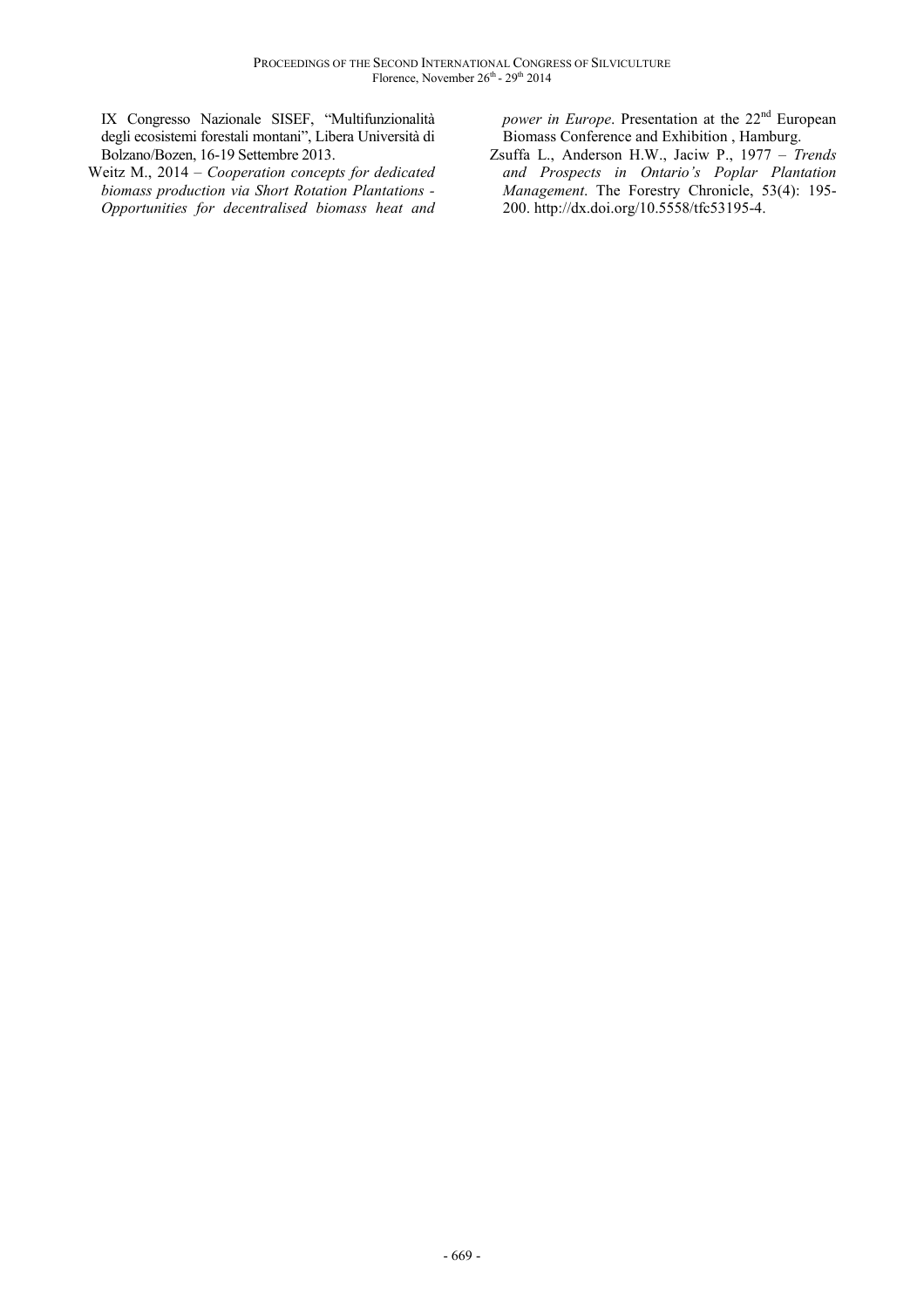IX Congresso Nazionale SISEF, "Multifunzionalità degli ecosistemi forestali montani", Libera Università di Bolzano/Bozen, 16-19 Settembre 2013.

Weitz M., 2014 – *Cooperation concepts for dedicated biomass production via Short Rotation Plantations - Opportunities for decentralised biomass heat and power in Europe*. Presentation at the 22nd European Biomass Conference and Exhibition , Hamburg.

Zsuffa L., Anderson H.W., Jaciw P., 1977 – *Trends and Prospects in Ontario's Poplar Plantation Management*. The Forestry Chronicle, 53(4): 195-200. http://dx.doi.org/10.5558/tfc53195-4.